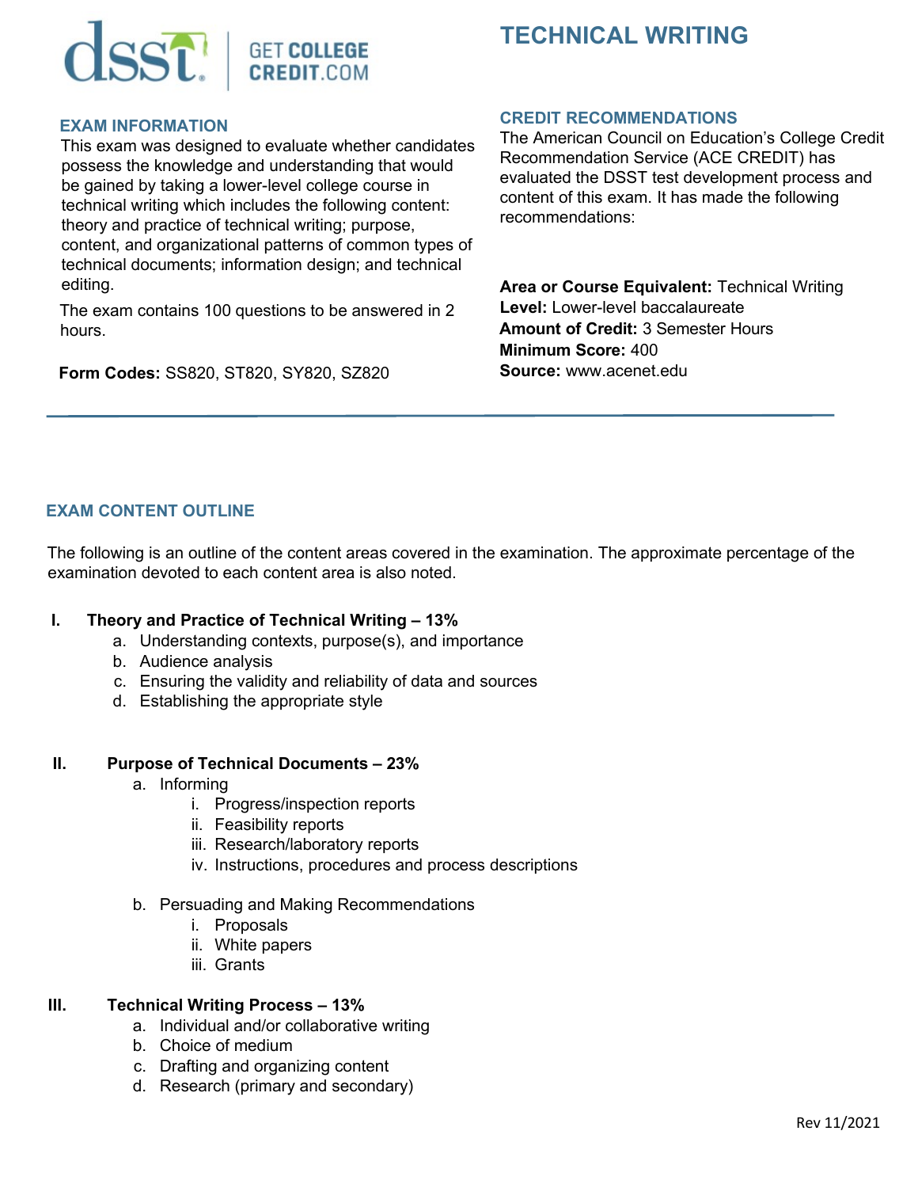# TECHNICAL WRITING

## EXAM INFORMATION

This exam was designed to evaluate whether candidates possess the knowledge and understanding that would be gained by taking a lower-level college course in technical writing which includes the following content: theory and practice of technical writing; purpose, content, and organizational patterns of common types of technical documents; information design; and technical editing.

The exam contains 100 questions to be answered in 2 hours.

**Form Codes:** SS820, ST820, SY820, SZ820

## CREDIT RECOMMENDATIONS

The American Council on Education's College Credit Recommendation Service (ACE CREDIT) has evaluated the DSST test development process and content of this exam. It has made the following recommendations:

**Area or Course Equivalent:** Technical Writing
**Level:** Lower-level baccalaureate
**Amount of Credit:** 3 Semester Hours
**Minimum Score:** 400
**Source:** www.acenet.edu

## EXAM CONTENT OUTLINE

The following is an outline of the content areas covered in the examination. The approximate percentage of the examination devoted to each content area is also noted.

**I. Theory and Practice of Technical Writing – 13%**

a. Understanding contexts, purpose(s), and importance
b. Audience analysis
c. Ensuring the validity and reliability of data and sources
d. Establishing the appropriate style

**II. Purpose of Technical Documents – 23%**

a. Informing
  i. Progress/inspection reports
  ii. Feasibility reports
  iii. Research/laboratory reports
  iv. Instructions, procedures and process descriptions

b. Persuading and Making Recommendations
  i. Proposals
  ii. White papers
  iii. Grants

**III. Technical Writing Process – 13%**

a. Individual and/or collaborative writing
b. Choice of medium
c. Drafting and organizing content
d. Research (primary and secondary)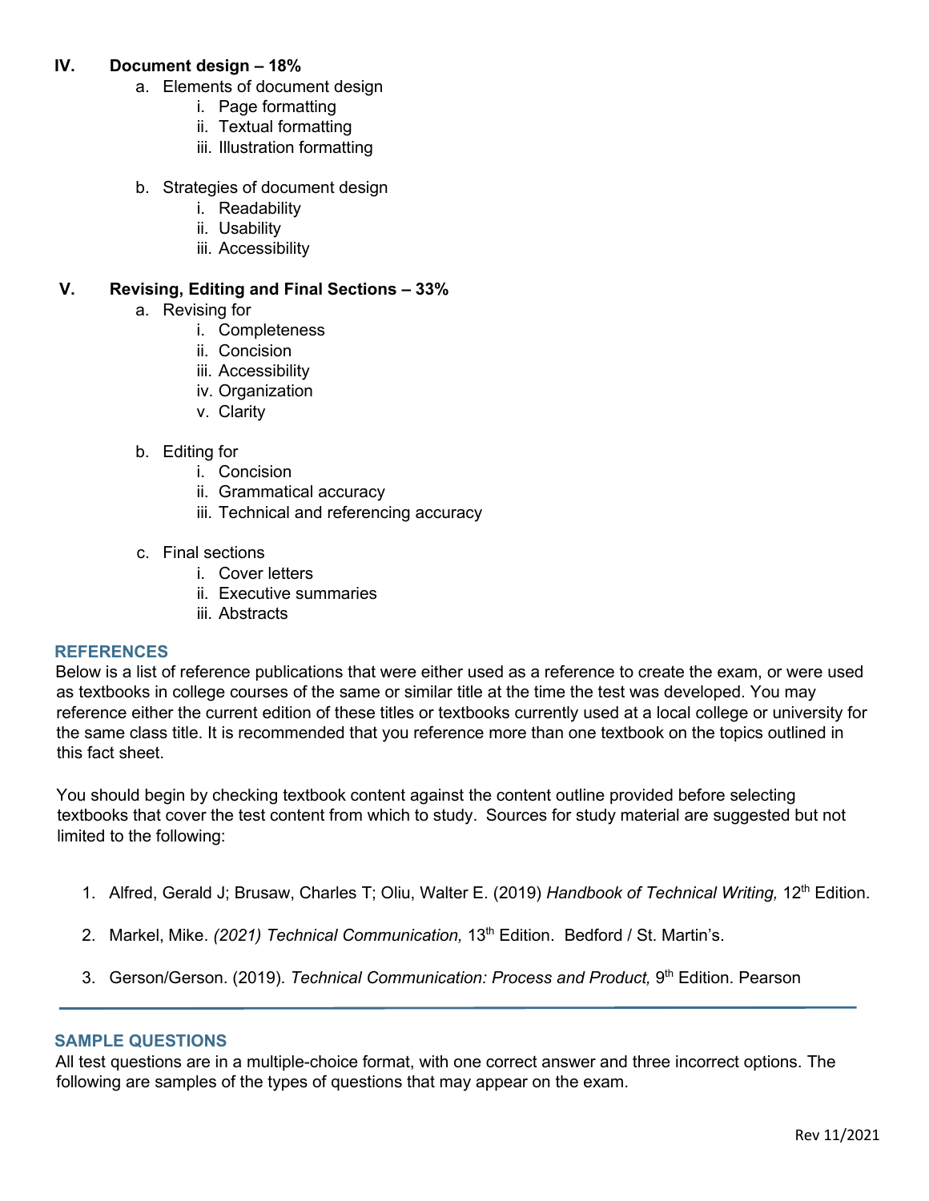## IV. Document design – 18%

a. Elements of document design
   i. Page formatting
   ii. Textual formatting
   iii. Illustration formatting

b. Strategies of document design
   i. Readability
   ii. Usability
   iii. Accessibility

## V. Revising, Editing and Final Sections – 33%

a. Revising for
   i. Completeness
   ii. Concision
   iii. Accessibility
   iv. Organization
   v. Clarity

b. Editing for
   i. Concision
   ii. Grammatical accuracy
   iii. Technical and referencing accuracy

c. Final sections
   i. Cover letters
   ii. Executive summaries
   iii. Abstracts

## REFERENCES

Below is a list of reference publications that were either used as a reference to create the exam, or were used as textbooks in college courses of the same or similar title at the time the test was developed. You may reference either the current edition of these titles or textbooks currently used at a local college or university for the same class title. It is recommended that you reference more than one textbook on the topics outlined in this fact sheet.

You should begin by checking textbook content against the content outline provided before selecting textbooks that cover the test content from which to study. Sources for study material are suggested but not limited to the following:

1. Alfred, Gerald J; Brusaw, Charles T; Oliu, Walter E. (2019) *Handbook of Technical Writing,* 12th Edition.
2. Markel, Mike. *(2021) Technical Communication,* 13th Edition. Bedford / St. Martin's.
3. Gerson/Gerson. (2019). *Technical Communication: Process and Product,* 9th Edition. Pearson

---

## SAMPLE QUESTIONS

All test questions are in a multiple-choice format, with one correct answer and three incorrect options. The following are samples of the types of questions that may appear on the exam.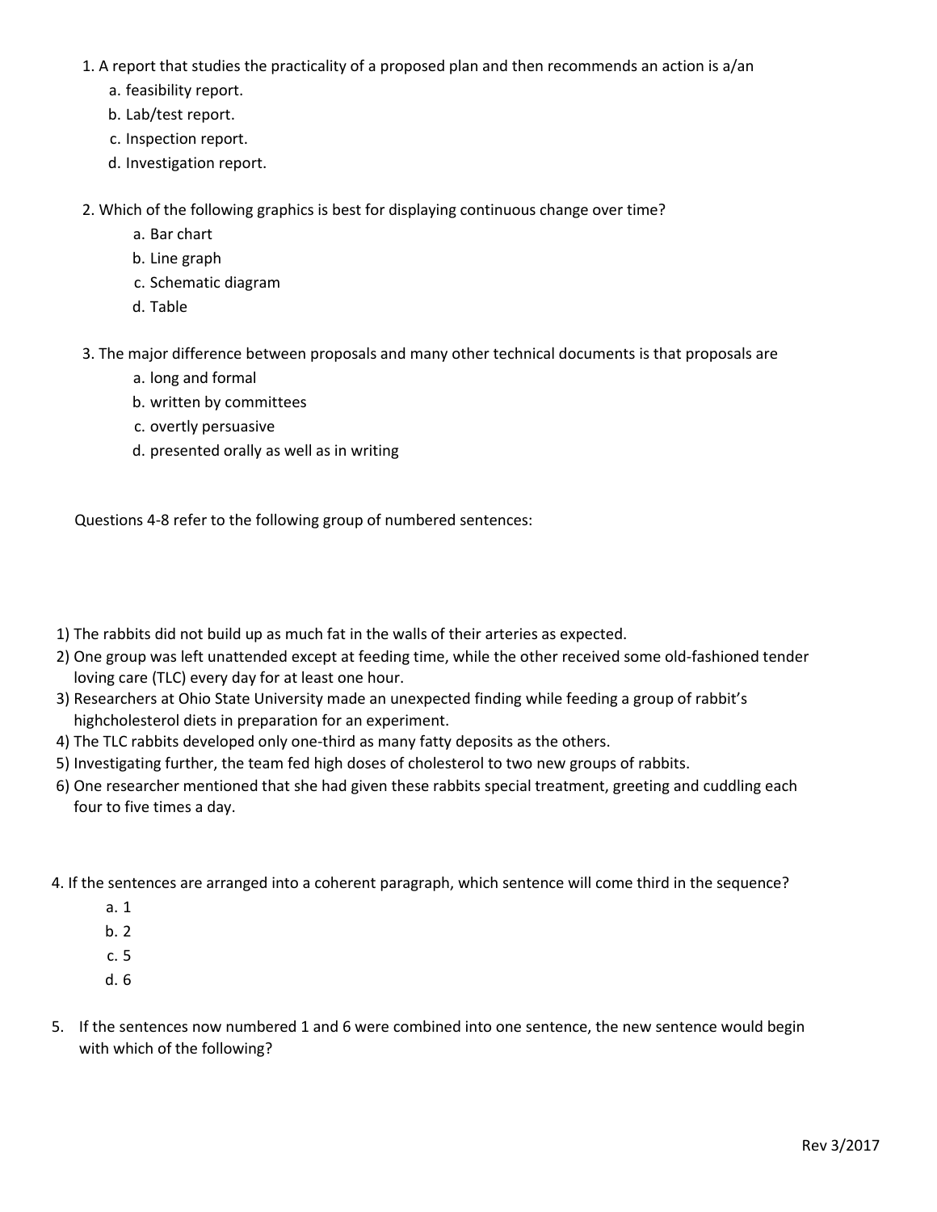1. A report that studies the practicality of a proposed plan and then recommends an action is a/an
   a. feasibility report.
   b. Lab/test report.
   c. Inspection report.
   d. Investigation report.

2. Which of the following graphics is best for displaying continuous change over time?
   a. Bar chart
   b. Line graph
   c. Schematic diagram
   d. Table

3. The major difference between proposals and many other technical documents is that proposals are
   a. long and formal
   b. written by committees
   c. overtly persuasive
   d. presented orally as well as in writing

Questions 4-8 refer to the following group of numbered sentences:

1) The rabbits did not build up as much fat in the walls of their arteries as expected.
2) One group was left unattended except at feeding time, while the other received some old-fashioned tender loving care (TLC) every day for at least one hour.
3) Researchers at Ohio State University made an unexpected finding while feeding a group of rabbit's highcholesterol diets in preparation for an experiment.
4) The TLC rabbits developed only one-third as many fatty deposits as the others.
5) Investigating further, the team fed high doses of cholesterol to two new groups of rabbits.
6) One researcher mentioned that she had given these rabbits special treatment, greeting and cuddling each four to five times a day.

4. If the sentences are arranged into a coherent paragraph, which sentence will come third in the sequence?
   a. 1
   b. 2
   c. 5
   d. 6

5. If the sentences now numbered 1 and 6 were combined into one sentence, the new sentence would begin with which of the following?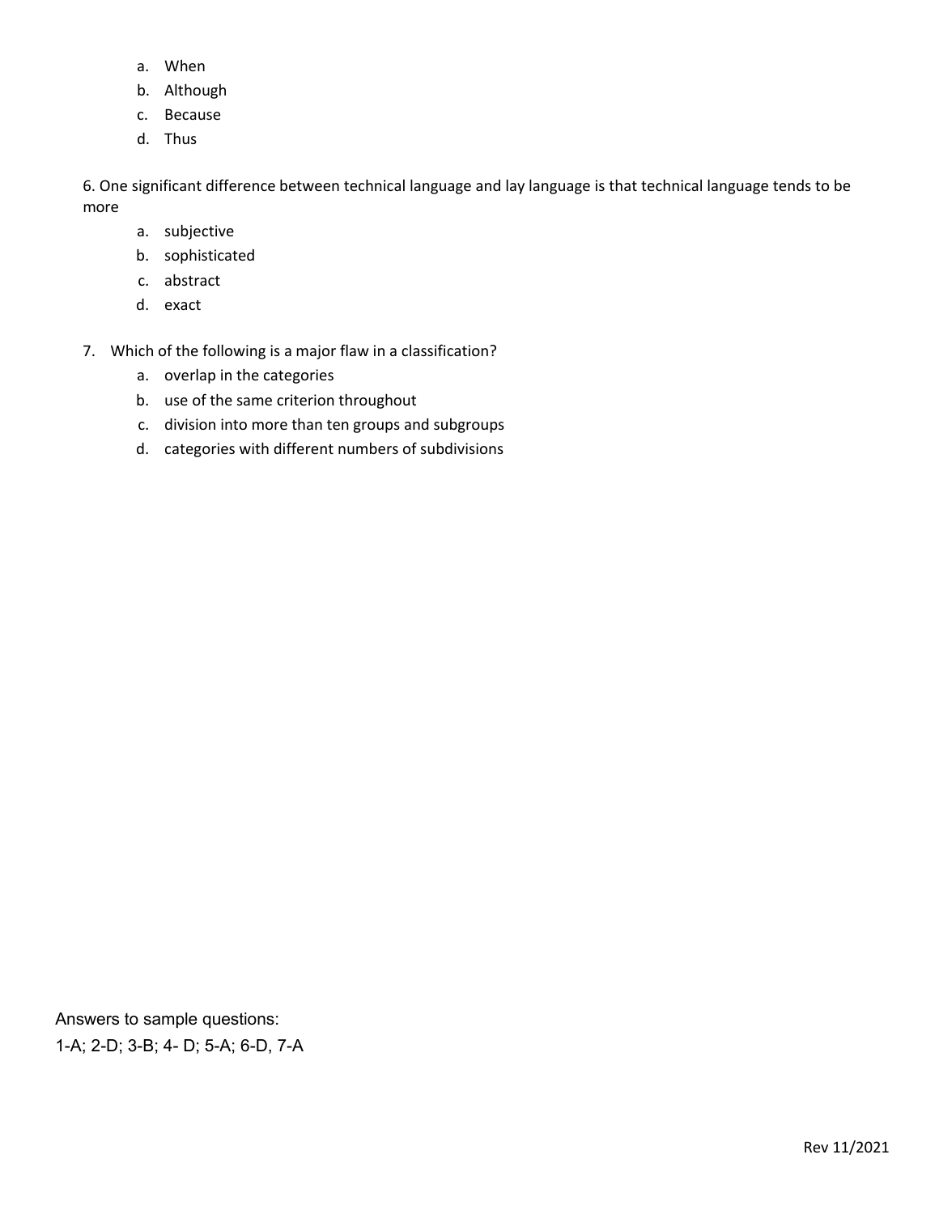a. When
b. Although
c. Because
d. Thus

6. One significant difference between technical language and lay language is that technical language tends to be more

a. subjective
b. sophisticated
c. abstract
d. exact

7. Which of the following is a major flaw in a classification?

a. overlap in the categories
b. use of the same criterion throughout
c. division into more than ten groups and subgroups
d. categories with different numbers of subdivisions

Answers to sample questions:

1-A; 2-D; 3-B; 4- D; 5-A; 6-D, 7-A

Rev 11/2021